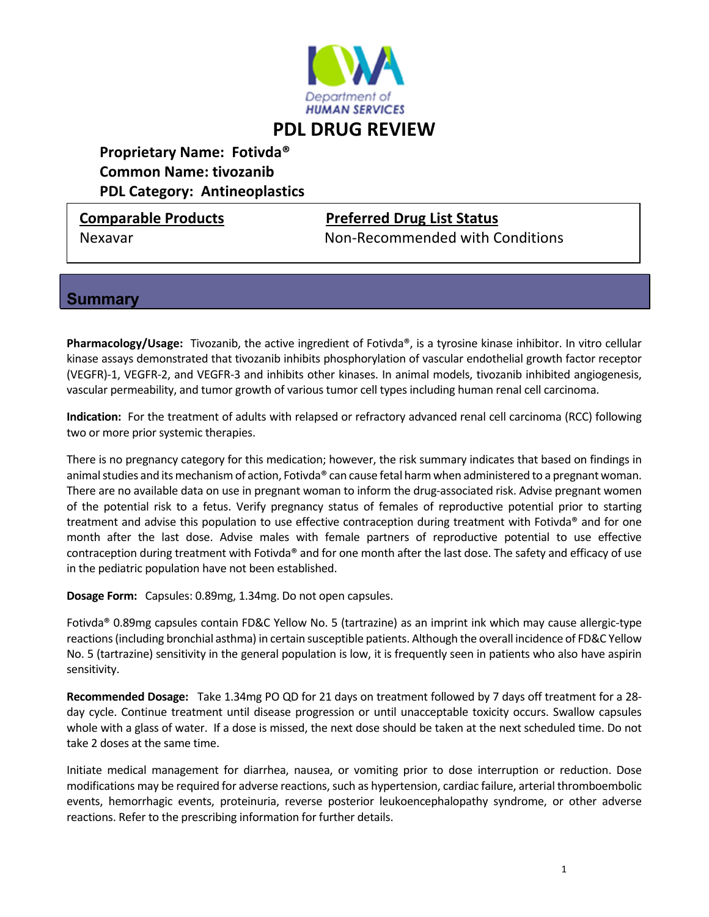Department of HUMAN SERVICES

# PDL DRUG REVIEW

**Proprietary Name: Fotivda®**
**Common Name: tivozanib**
**PDL Category: Antineoplastics**

| Comparable Products | Preferred Drug List Status |
|---|---|
| Nexavar | Non-Recommended with Conditions |

## Summary

**Pharmacology/Usage:** Tivozanib, the active ingredient of Fotivda®, is a tyrosine kinase inhibitor. In vitro cellular kinase assays demonstrated that tivozanib inhibits phosphorylation of vascular endothelial growth factor receptor (VEGFR)-1, VEGFR-2, and VEGFR-3 and inhibits other kinases. In animal models, tivozanib inhibited angiogenesis, vascular permeability, and tumor growth of various tumor cell types including human renal cell carcinoma.

**Indication:** For the treatment of adults with relapsed or refractory advanced renal cell carcinoma (RCC) following two or more prior systemic therapies.

There is no pregnancy category for this medication; however, the risk summary indicates that based on findings in animal studies and its mechanism of action, Fotivda® can cause fetal harm when administered to a pregnant woman. There are no available data on use in pregnant woman to inform the drug-associated risk. Advise pregnant women of the potential risk to a fetus. Verify pregnancy status of females of reproductive potential prior to starting treatment and advise this population to use effective contraception during treatment with Fotivda® and for one month after the last dose. Advise males with female partners of reproductive potential to use effective contraception during treatment with Fotivda® and for one month after the last dose. The safety and efficacy of use in the pediatric population have not been established.

**Dosage Form:** Capsules: 0.89mg, 1.34mg. Do not open capsules.

Fotivda® 0.89mg capsules contain FD&C Yellow No. 5 (tartrazine) as an imprint ink which may cause allergic-type reactions (including bronchial asthma) in certain susceptible patients. Although the overall incidence of FD&C Yellow No. 5 (tartrazine) sensitivity in the general population is low, it is frequently seen in patients who also have aspirin sensitivity.

**Recommended Dosage:** Take 1.34mg PO QD for 21 days on treatment followed by 7 days off treatment for a 28-day cycle. Continue treatment until disease progression or until unacceptable toxicity occurs. Swallow capsules whole with a glass of water. If a dose is missed, the next dose should be taken at the next scheduled time. Do not take 2 doses at the same time.

Initiate medical management for diarrhea, nausea, or vomiting prior to dose interruption or reduction. Dose modifications may be required for adverse reactions, such as hypertension, cardiac failure, arterial thromboembolic events, hemorrhagic events, proteinuria, reverse posterior leukoencephalopathy syndrome, or other adverse reactions. Refer to the prescribing information for further details.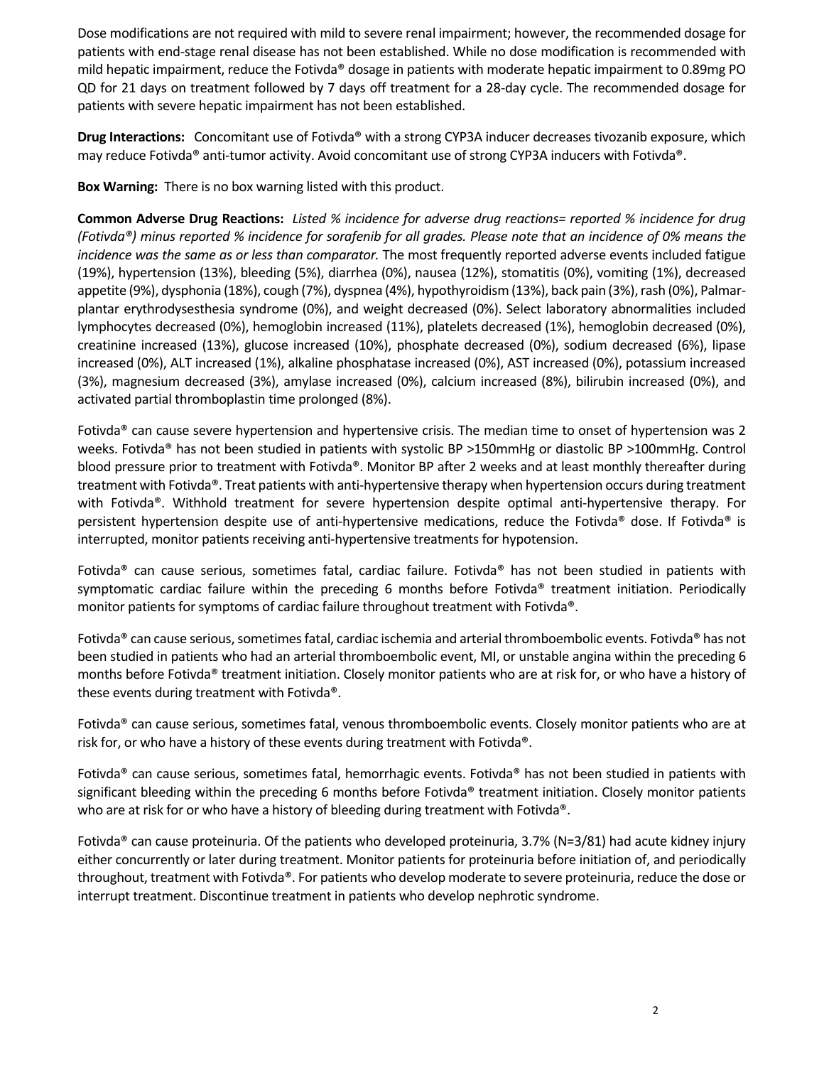Dose modifications are not required with mild to severe renal impairment; however, the recommended dosage for patients with end-stage renal disease has not been established. While no dose modification is recommended with mild hepatic impairment, reduce the Fotivda® dosage in patients with moderate hepatic impairment to 0.89mg PO QD for 21 days on treatment followed by 7 days off treatment for a 28-day cycle. The recommended dosage for patients with severe hepatic impairment has not been established.

**Drug Interactions:** Concomitant use of Fotivda® with a strong CYP3A inducer decreases tivozanib exposure, which may reduce Fotivda® anti-tumor activity. Avoid concomitant use of strong CYP3A inducers with Fotivda®.

**Box Warning:** There is no box warning listed with this product.

**Common Adverse Drug Reactions:** *Listed % incidence for adverse drug reactions= reported % incidence for drug (Fotivda®) minus reported % incidence for sorafenib for all grades. Please note that an incidence of 0% means the incidence was the same as or less than comparator.* The most frequently reported adverse events included fatigue (19%), hypertension (13%), bleeding (5%), diarrhea (0%), nausea (12%), stomatitis (0%), vomiting (1%), decreased appetite (9%), dysphonia (18%), cough (7%), dyspnea (4%), hypothyroidism (13%), back pain (3%), rash (0%), Palmar-plantar erythrodysesthesia syndrome (0%), and weight decreased (0%). Select laboratory abnormalities included lymphocytes decreased (0%), hemoglobin increased (11%), platelets decreased (1%), hemoglobin decreased (0%), creatinine increased (13%), glucose increased (10%), phosphate decreased (0%), sodium decreased (6%), lipase increased (0%), ALT increased (1%), alkaline phosphatase increased (0%), AST increased (0%), potassium increased (3%), magnesium decreased (3%), amylase increased (0%), calcium increased (8%), bilirubin increased (0%), and activated partial thromboplastin time prolonged (8%).

Fotivda® can cause severe hypertension and hypertensive crisis. The median time to onset of hypertension was 2 weeks. Fotivda® has not been studied in patients with systolic BP >150mmHg or diastolic BP >100mmHg. Control blood pressure prior to treatment with Fotivda®. Monitor BP after 2 weeks and at least monthly thereafter during treatment with Fotivda®. Treat patients with anti-hypertensive therapy when hypertension occurs during treatment with Fotivda®. Withhold treatment for severe hypertension despite optimal anti-hypertensive therapy. For persistent hypertension despite use of anti-hypertensive medications, reduce the Fotivda® dose. If Fotivda® is interrupted, monitor patients receiving anti-hypertensive treatments for hypotension.

Fotivda® can cause serious, sometimes fatal, cardiac failure. Fotivda® has not been studied in patients with symptomatic cardiac failure within the preceding 6 months before Fotivda® treatment initiation. Periodically monitor patients for symptoms of cardiac failure throughout treatment with Fotivda®.

Fotivda® can cause serious, sometimes fatal, cardiac ischemia and arterial thromboembolic events. Fotivda® has not been studied in patients who had an arterial thromboembolic event, MI, or unstable angina within the preceding 6 months before Fotivda® treatment initiation. Closely monitor patients who are at risk for, or who have a history of these events during treatment with Fotivda®.

Fotivda® can cause serious, sometimes fatal, venous thromboembolic events. Closely monitor patients who are at risk for, or who have a history of these events during treatment with Fotivda®.

Fotivda® can cause serious, sometimes fatal, hemorrhagic events. Fotivda® has not been studied in patients with significant bleeding within the preceding 6 months before Fotivda® treatment initiation. Closely monitor patients who are at risk for or who have a history of bleeding during treatment with Fotivda®.

Fotivda® can cause proteinuria. Of the patients who developed proteinuria, 3.7% (N=3/81) had acute kidney injury either concurrently or later during treatment. Monitor patients for proteinuria before initiation of, and periodically throughout, treatment with Fotivda®. For patients who develop moderate to severe proteinuria, reduce the dose or interrupt treatment. Discontinue treatment in patients who develop nephrotic syndrome.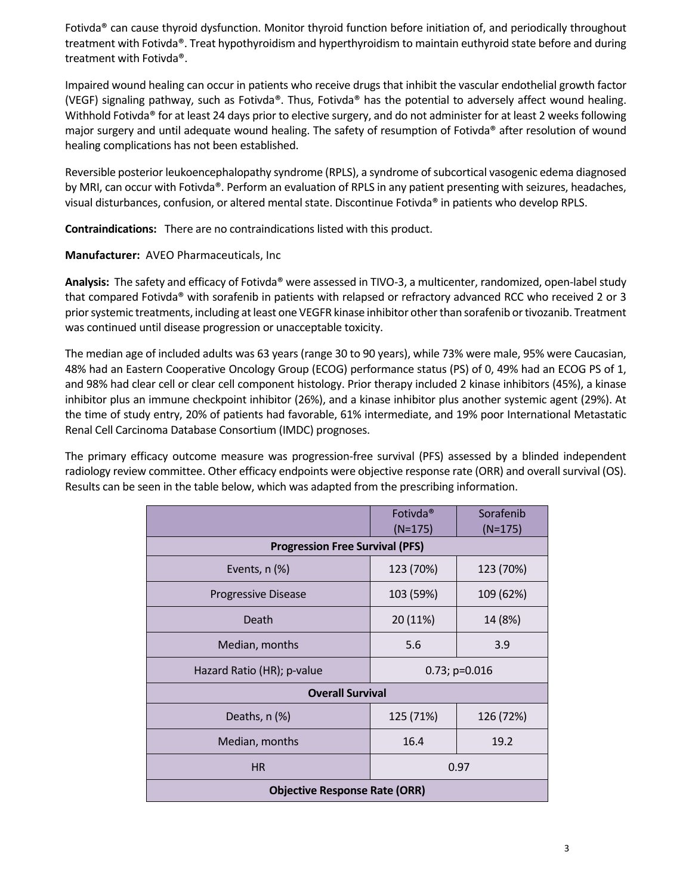Fotivda® can cause thyroid dysfunction. Monitor thyroid function before initiation of, and periodically throughout treatment with Fotivda®. Treat hypothyroidism and hyperthyroidism to maintain euthyroid state before and during treatment with Fotivda®.

Impaired wound healing can occur in patients who receive drugs that inhibit the vascular endothelial growth factor (VEGF) signaling pathway, such as Fotivda®. Thus, Fotivda® has the potential to adversely affect wound healing. Withhold Fotivda® for at least 24 days prior to elective surgery, and do not administer for at least 2 weeks following major surgery and until adequate wound healing. The safety of resumption of Fotivda® after resolution of wound healing complications has not been established.

Reversible posterior leukoencephalopathy syndrome (RPLS), a syndrome of subcortical vasogenic edema diagnosed by MRI, can occur with Fotivda®. Perform an evaluation of RPLS in any patient presenting with seizures, headaches, visual disturbances, confusion, or altered mental state. Discontinue Fotivda® in patients who develop RPLS.

**Contraindications:** There are no contraindications listed with this product.

**Manufacturer:** AVEO Pharmaceuticals, Inc

**Analysis:** The safety and efficacy of Fotivda® were assessed in TIVO-3, a multicenter, randomized, open-label study that compared Fotivda® with sorafenib in patients with relapsed or refractory advanced RCC who received 2 or 3 prior systemic treatments, including at least one VEGFR kinase inhibitor other than sorafenib or tivozanib. Treatment was continued until disease progression or unacceptable toxicity.

The median age of included adults was 63 years (range 30 to 90 years), while 73% were male, 95% were Caucasian, 48% had an Eastern Cooperative Oncology Group (ECOG) performance status (PS) of 0, 49% had an ECOG PS of 1, and 98% had clear cell or clear cell component histology. Prior therapy included 2 kinase inhibitors (45%), a kinase inhibitor plus an immune checkpoint inhibitor (26%), and a kinase inhibitor plus another systemic agent (29%). At the time of study entry, 20% of patients had favorable, 61% intermediate, and 19% poor International Metastatic Renal Cell Carcinoma Database Consortium (IMDC) prognoses.

The primary efficacy outcome measure was progression-free survival (PFS) assessed by a blinded independent radiology review committee. Other efficacy endpoints were objective response rate (ORR) and overall survival (OS). Results can be seen in the table below, which was adapted from the prescribing information.

| | Fotivda® (N=175) | Sorafenib (N=175) |
|---|---|---|
| **Progression Free Survival (PFS)** | | |
| Events, n (%) | 123 (70%) | 123 (70%) |
| Progressive Disease | 103 (59%) | 109 (62%) |
| Death | 20 (11%) | 14 (8%) |
| Median, months | 5.6 | 3.9 |
| Hazard Ratio (HR); p-value | 0.73; p=0.016 | |
| **Overall Survival** | | |
| Deaths, n (%) | 125 (71%) | 126 (72%) |
| Median, months | 16.4 | 19.2 |
| HR | 0.97 | |
| **Objective Response Rate (ORR)** | | |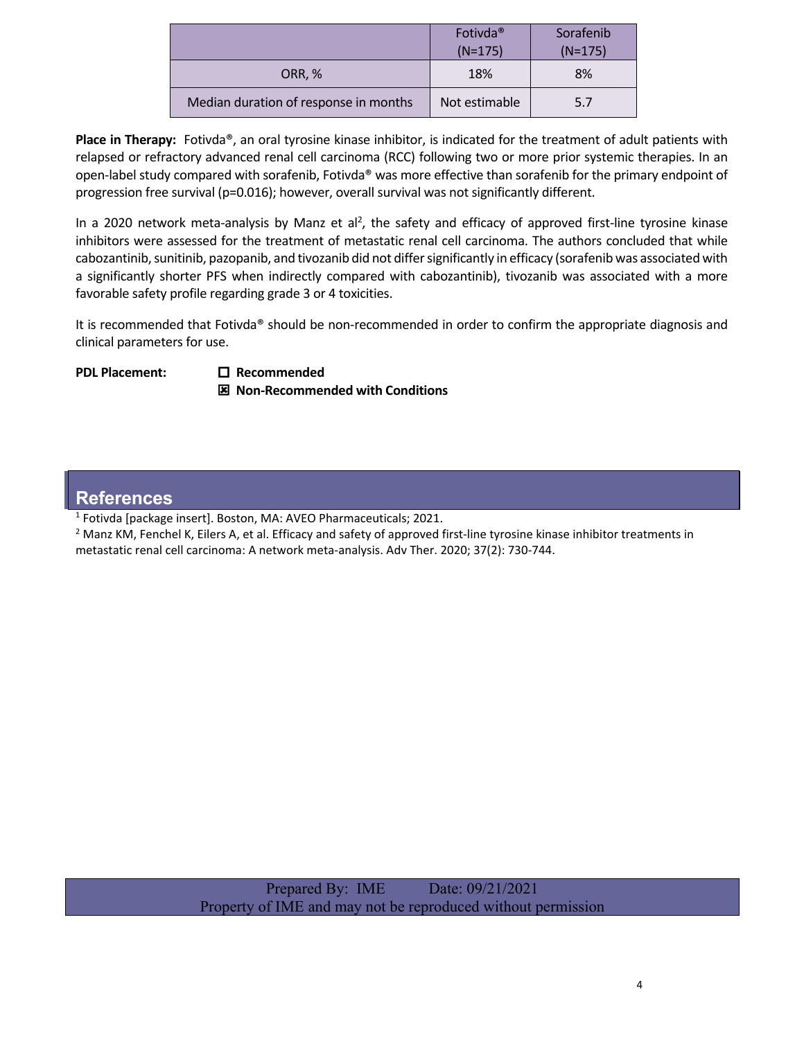| | Fotivda® (N=175) | Sorafenib (N=175) |
|---|---|---|
| ORR, % | 18% | 8% |
| Median duration of response in months | Not estimable | 5.7 |

**Place in Therapy:** Fotivda®, an oral tyrosine kinase inhibitor, is indicated for the treatment of adult patients with relapsed or refractory advanced renal cell carcinoma (RCC) following two or more prior systemic therapies. In an open-label study compared with sorafenib, Fotivda® was more effective than sorafenib for the primary endpoint of progression free survival (p=0.016); however, overall survival was not significantly different.

In a 2020 network meta-analysis by Manz et al[2], the safety and efficacy of approved first-line tyrosine kinase inhibitors were assessed for the treatment of metastatic renal cell carcinoma. The authors concluded that while cabozantinib, sunitinib, pazopanib, and tivozanib did not differ significantly in efficacy (sorafenib was associated with a significantly shorter PFS when indirectly compared with cabozantinib), tivozanib was associated with a more favorable safety profile regarding grade 3 or 4 toxicities.

It is recommended that Fotivda® should be non-recommended in order to confirm the appropriate diagnosis and clinical parameters for use.

**PDL Placement:**
- ☐ **Recommended**
- ☒ **Non-Recommended with Conditions**

## References

[1] Fotivda [package insert]. Boston, MA: AVEO Pharmaceuticals; 2021.

[2] Manz KM, Fenchel K, Eilers A, et al. Efficacy and safety of approved first-line tyrosine kinase inhibitor treatments in metastatic renal cell carcinoma: A network meta-analysis. Adv Ther. 2020; 37(2): 730-744.

Prepared By: IME Date: 09/21/2021
Property of IME and may not be reproduced without permission